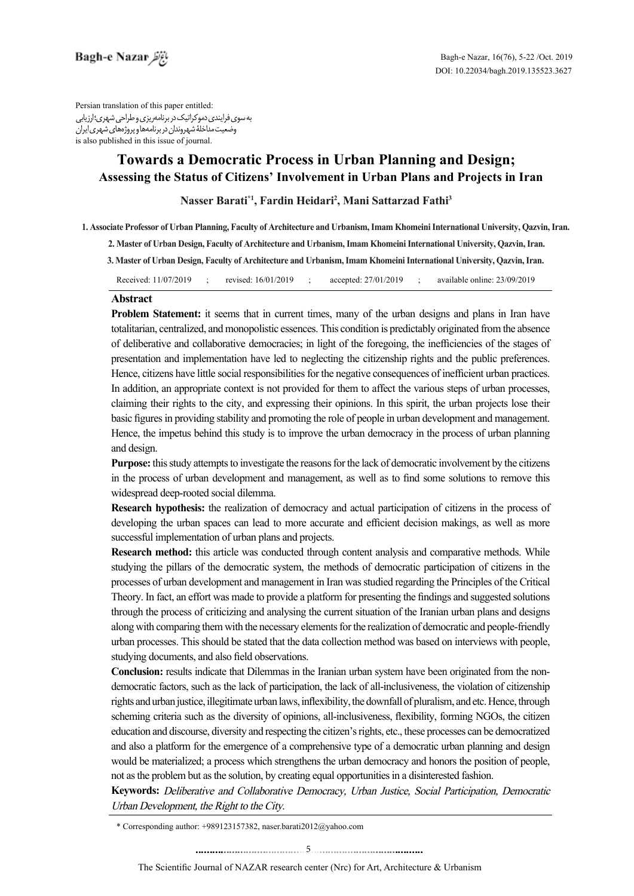Persian translation of this paper entitled:
به سوی فرایندی دموکراتیک در برنامه‌ریزی و طراحی شهری؛ ارزیابی وضعیت مداخلهٔ شهروندان در برنامه‌ها و پروژه‌های شهری ایران
is also published in this issue of journal.

# Towards a Democratic Process in Urban Planning and Design; Assessing the Status of Citizens' Involvement in Urban Plans and Projects in Iran

**Nasser Barati*[1], Fardin Heidari[2], Mani Sattarzad Fathi[3]**

1. Associate Professor of Urban Planning, Faculty of Architecture and Urbanism, Imam Khomeini International University, Qazvin, Iran.
2. Master of Urban Design, Faculty of Architecture and Urbanism, Imam Khomeini International University, Qazvin, Iran.
3. Master of Urban Design, Faculty of Architecture and Urbanism, Imam Khomeini International University, Qazvin, Iran.

Received: 11/07/2019 ; revised: 16/01/2019 ; accepted: 27/01/2019 ; available online: 23/09/2019

## Abstract

**Problem Statement:** it seems that in current times, many of the urban designs and plans in Iran have totalitarian, centralized, and monopolistic essences. This condition is predictably originated from the absence of deliberative and collaborative democracies; in light of the foregoing, the inefficiencies of the stages of presentation and implementation have led to neglecting the citizenship rights and the public preferences. Hence, citizens have little social responsibilities for the negative consequences of inefficient urban practices. In addition, an appropriate context is not provided for them to affect the various steps of urban processes, claiming their rights to the city, and expressing their opinions. In this spirit, the urban projects lose their basic figures in providing stability and promoting the role of people in urban development and management. Hence, the impetus behind this study is to improve the urban democracy in the process of urban planning and design.

**Purpose:** this study attempts to investigate the reasons for the lack of democratic involvement by the citizens in the process of urban development and management, as well as to find some solutions to remove this widespread deep-rooted social dilemma.

**Research hypothesis:** the realization of democracy and actual participation of citizens in the process of developing the urban spaces can lead to more accurate and efficient decision makings, as well as more successful implementation of urban plans and projects.

**Research method:** this article was conducted through content analysis and comparative methods. While studying the pillars of the democratic system, the methods of democratic participation of citizens in the processes of urban development and management in Iran was studied regarding the Principles of the Critical Theory. In fact, an effort was made to provide a platform for presenting the findings and suggested solutions through the process of criticizing and analysing the current situation of the Iranian urban plans and designs along with comparing them with the necessary elements for the realization of democratic and people-friendly urban processes. This should be stated that the data collection method was based on interviews with people, studying documents, and also field observations.

**Conclusion:** results indicate that Dilemmas in the Iranian urban system have been originated from the non-democratic factors, such as the lack of participation, the lack of all-inclusiveness, the violation of citizenship rights and urban justice, illegitimate urban laws, inflexibility, the downfall of pluralism, and etc. Hence, through scheming criteria such as the diversity of opinions, all-inclusiveness, flexibility, forming NGOs, the citizen education and discourse, diversity and respecting the citizen's rights, etc., these processes can be democratized and also a platform for the emergence of a comprehensive type of a democratic urban planning and design would be materialized; a process which strengthens the urban democracy and honors the position of people, not as the problem but as the solution, by creating equal opportunities in a disinterested fashion.

**Keywords:** *Deliberative and Collaborative Democracy, Urban Justice, Social Participation, Democratic Urban Development, the Right to the City.*

* Corresponding author: +989123157382, naser.barati2012@yahoo.com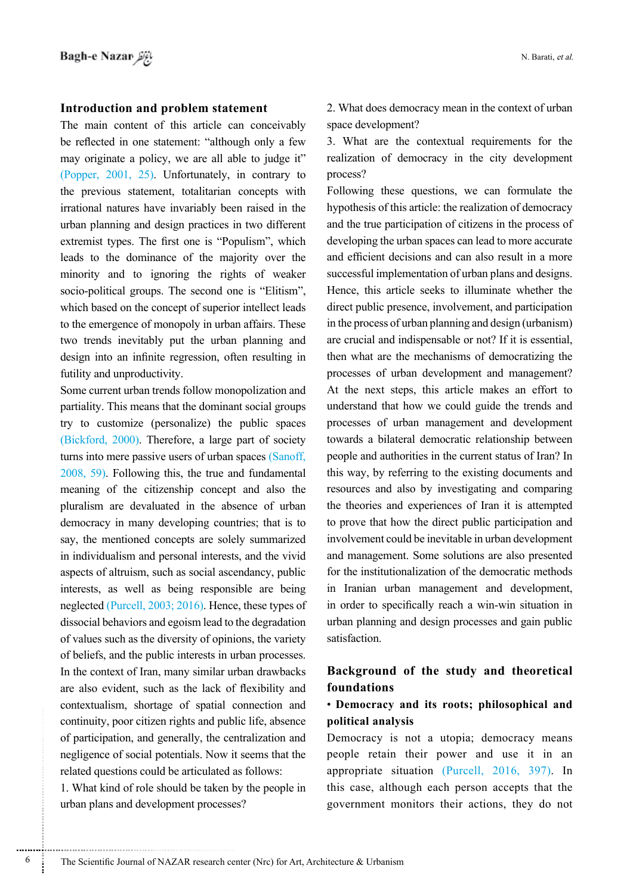## Introduction and problem statement

The main content of this article can conceivably be reflected in one statement: "although only a few may originate a policy, we are all able to judge it" (Popper, 2001, 25). Unfortunately, in contrary to the previous statement, totalitarian concepts with irrational natures have invariably been raised in the urban planning and design practices in two different extremist types. The first one is "Populism", which leads to the dominance of the majority over the minority and to ignoring the rights of weaker socio-political groups. The second one is "Elitism", which based on the concept of superior intellect leads to the emergence of monopoly in urban affairs. These two trends inevitably put the urban planning and design into an infinite regression, often resulting in futility and unproductivity.

Some current urban trends follow monopolization and partiality. This means that the dominant social groups try to customize (personalize) the public spaces (Bickford, 2000). Therefore, a large part of society turns into mere passive users of urban spaces (Sanoff, 2008, 59). Following this, the true and fundamental meaning of the citizenship concept and also the pluralism are devaluated in the absence of urban democracy in many developing countries; that is to say, the mentioned concepts are solely summarized in individualism and personal interests, and the vivid aspects of altruism, such as social ascendancy, public interests, as well as being responsible are being neglected (Purcell, 2003; 2016). Hence, these types of dissocial behaviors and egoism lead to the degradation of values such as the diversity of opinions, the variety of beliefs, and the public interests in urban processes.

In the context of Iran, many similar urban drawbacks are also evident, such as the lack of flexibility and contextualism, shortage of spatial connection and continuity, poor citizen rights and public life, absence of participation, and generally, the centralization and negligence of social potentials. Now it seems that the related questions could be articulated as follows:

1. What kind of role should be taken by the people in urban plans and development processes?
2. What does democracy mean in the context of urban space development?
3. What are the contextual requirements for the realization of democracy in the city development process?

Following these questions, we can formulate the hypothesis of this article: the realization of democracy and the true participation of citizens in the process of developing the urban spaces can lead to more accurate and efficient decisions and can also result in a more successful implementation of urban plans and designs. Hence, this article seeks to illuminate whether the direct public presence, involvement, and participation in the process of urban planning and design (urbanism) are crucial and indispensable or not? If it is essential, then what are the mechanisms of democratizing the processes of urban development and management? At the next steps, this article makes an effort to understand that how we could guide the trends and processes of urban management and development towards a bilateral democratic relationship between people and authorities in the current status of Iran? In this way, by referring to the existing documents and resources and also by investigating and comparing the theories and experiences of Iran it is attempted to prove that how the direct public participation and involvement could be inevitable in urban development and management. Some solutions are also presented for the institutionalization of the democratic methods in Iranian urban management and development, in order to specifically reach a win-win situation in urban planning and design processes and gain public satisfaction.

## Background of the study and theoretical foundations

### • Democracy and its roots; philosophical and political analysis

Democracy is not a utopia; democracy means people retain their power and use it in an appropriate situation (Purcell, 2016, 397). In this case, although each person accepts that the government monitors their actions, they do not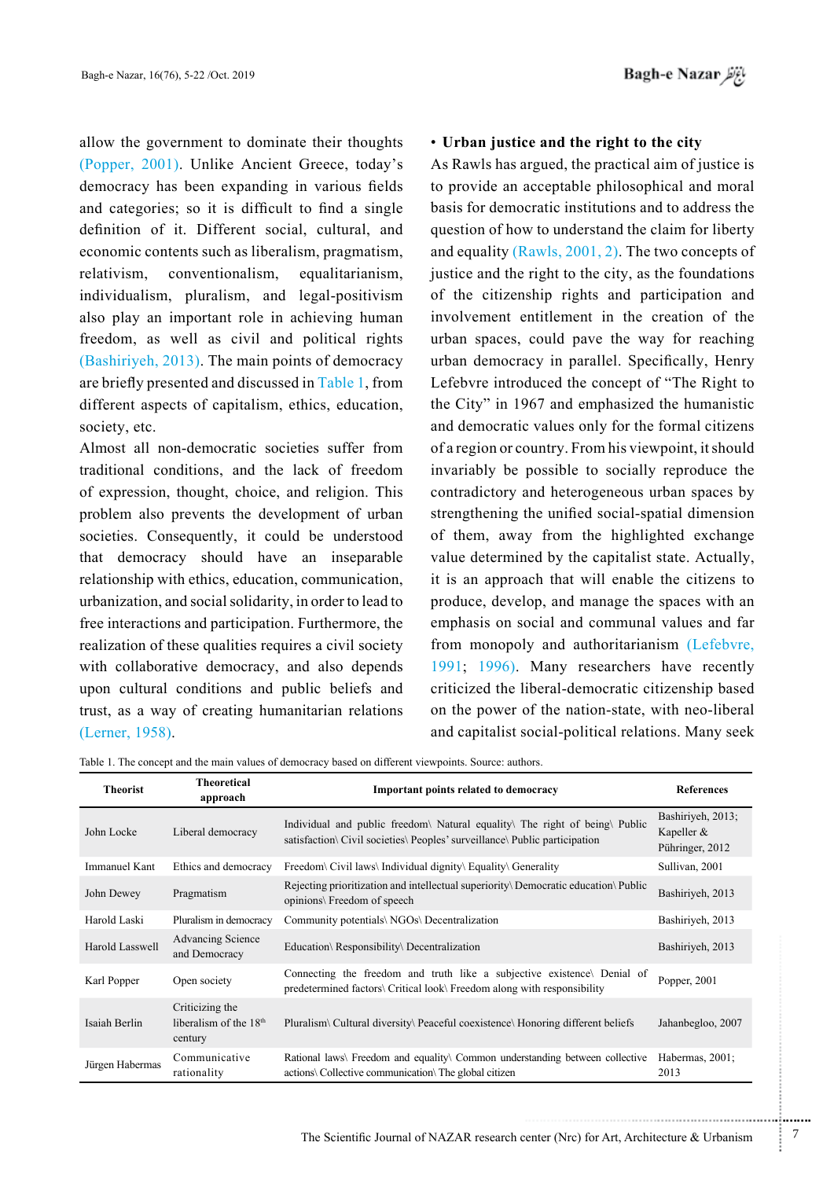allow the government to dominate their thoughts (Popper, 2001). Unlike Ancient Greece, today's democracy has been expanding in various fields and categories; so it is difficult to find a single definition of it. Different social, cultural, and economic contents such as liberalism, pragmatism, relativism, conventionalism, equalitarianism, individualism, pluralism, and legal-positivism also play an important role in achieving human freedom, as well as civil and political rights (Bashiriyeh, 2013). The main points of democracy are briefly presented and discussed in Table 1, from different aspects of capitalism, ethics, education, society, etc.

Almost all non-democratic societies suffer from traditional conditions, and the lack of freedom of expression, thought, choice, and religion. This problem also prevents the development of urban societies. Consequently, it could be understood that democracy should have an inseparable relationship with ethics, education, communication, urbanization, and social solidarity, in order to lead to free interactions and participation. Furthermore, the realization of these qualities requires a civil society with collaborative democracy, and also depends upon cultural conditions and public beliefs and trust, as a way of creating humanitarian relations (Lerner, 1958).

- **Urban justice and the right to the city**

As Rawls has argued, the practical aim of justice is to provide an acceptable philosophical and moral basis for democratic institutions and to address the question of how to understand the claim for liberty and equality (Rawls, 2001, 2). The two concepts of justice and the right to the city, as the foundations of the citizenship rights and participation and involvement entitlement in the creation of the urban spaces, could pave the way for reaching urban democracy in parallel. Specifically, Henry Lefebvre introduced the concept of "The Right to the City" in 1967 and emphasized the humanistic and democratic values only for the formal citizens of a region or country. From his viewpoint, it should invariably be possible to socially reproduce the contradictory and heterogeneous urban spaces by strengthening the unified social-spatial dimension of them, away from the highlighted exchange value determined by the capitalist state. Actually, it is an approach that will enable the citizens to produce, develop, and manage the spaces with an emphasis on social and communal values and far from monopoly and authoritarianism (Lefebvre, 1991; 1996). Many researchers have recently criticized the liberal-democratic citizenship based on the power of the nation-state, with neo-liberal and capitalist social-political relations. Many seek

Table 1. The concept and the main values of democracy based on different viewpoints. Source: authors.

| Theorist | Theoretical approach | Important points related to democracy | References |
|---|---|---|---|
| John Locke | Liberal democracy | Individual and public freedom\ Natural equality\ The right of being\ Public satisfaction\ Civil societies\ Peoples' surveillance\ Public participation | Bashiriyeh, 2013; Kapeller & Pühringer, 2012 |
| Immanuel Kant | Ethics and democracy | Freedom\ Civil laws\ Individual dignity\ Equality\ Generality | Sullivan, 2001 |
| John Dewey | Pragmatism | Rejecting prioritization and intellectual superiority\ Democratic education\ Public opinions\ Freedom of speech | Bashiriyeh, 2013 |
| Harold Laski | Pluralism in democracy | Community potentials\ NGOs\ Decentralization | Bashiriyeh, 2013 |
| Harold Lasswell | Advancing Science and Democracy | Education\ Responsibility\ Decentralization | Bashiriyeh, 2013 |
| Karl Popper | Open society | Connecting the freedom and truth like a subjective existence\ Denial of predetermined factors\ Critical look\ Freedom along with responsibility | Popper, 2001 |
| Isaiah Berlin | Criticizing the liberalism of the 18th century | Pluralism\ Cultural diversity\ Peaceful coexistence\ Honoring different beliefs | Jahanbegloo, 2007 |
| Jürgen Habermas | Communicative rationality | Rational laws\ Freedom and equality\ Common understanding between collective actions\ Collective communication\ The global citizen | Habermas, 2001; 2013 |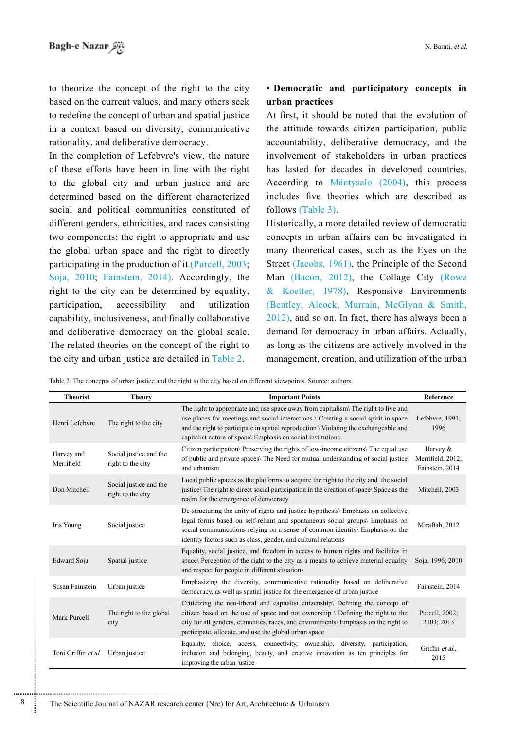to theorize the concept of the right to the city based on the current values, and many others seek to redefine the concept of urban and spatial justice in a context based on diversity, communicative rationality, and deliberative democracy.

In the completion of Lefebvre's view, the nature of these efforts have been in line with the right to the global city and urban justice and are determined based on the different characterized social and political communities constituted of different genders, ethnicities, and races consisting two components: the right to appropriate and use the global urban space and the right to directly participating in the production of it (Purcell, 2003; Soja, 2010; Fainstein, 2014). Accordingly, the right to the city can be determined by equality, participation, accessibility and utilization capability, inclusiveness, and finally collaborative and deliberative democracy on the global scale. The related theories on the concept of the right to the city and urban justice are detailed in Table 2.

**• Democratic and participatory concepts in urban practices**

At first, it should be noted that the evolution of the attitude towards citizen participation, public accountability, deliberative democracy, and the involvement of stakeholders in urban practices has lasted for decades in developed countries. According to Mäntysalo (2004), this process includes five theories which are described as follows (Table 3).

Historically, a more detailed review of democratic concepts in urban affairs can be investigated in many theoretical cases, such as the Eyes on the Street (Jacobs, 1961), the Principle of the Second Man (Bacon, 2012), the Collage City (Rowe & Koetter, 1978), Responsive Environments (Bentley, Alcock, Murrain, McGlynn & Smith, 2012), and so on. In fact, there has always been a demand for democracy in urban affairs. Actually, as long as the citizens are actively involved in the management, creation, and utilization of the urban

Table 2. The concepts of urban justice and the right to the city based on different viewpoints. Source: authors.

| Theorist | Theory | Important Points | Reference |
|---|---|---|---|
| Henri Lefebvre | The right to the city | The right to appropriate and use space away from capitalism\ The right to live and use places for meetings and social interactions \ Creating a social spirit in space and the right to participate in spatial reproduction \ Violating the exchangeable and capitalist nature of space\ Emphasis on social institutions | Lefebvre, 1991; 1996 |
| Harvey and Merrifield | Social justice and the right to the city | Citizen participation\ Preserving the rights of low-income citizens\ The equal use of public and private spaces\ The Need for mutual understanding of social justice and urbanism | Harvey & Merrifield, 2012; Fainstein, 2014 |
| Don Mitchell | Social justice and the right to the city | Local public spaces as the platforms to acquire the right to the city and the social justice\ The right to direct social participation in the creation of space\ Space as the realm for the emergence of democracy | Mitchell, 2003 |
| Iris Young | Social justice | De-structuring the unity of rights and justice hypothesis\ Emphasis on collective legal forms based on self-reliant and spontaneous social groups\ Emphasis on social communications relying on a sense of common identity\ Emphasis on the identity factors such as class, gender, and cultural relations | Miraftab, 2012 |
| Edward Soja | Spatial justice | Equality, social justice, and freedom in access to human rights and facilities in space\ Perception of the right to the city as a means to achieve material equality and respect for people in different situations | Soja, 1996; 2010 |
| Susan Fainstein | Urban justice | Emphasizing the diversity, communicative rationality based on deliberative democracy, as well as spatial justice for the emergence of urban justice | Fainstein, 2014 |
| Mark Purcell | The right to the global city | Criticizing the neo-liberal and capitalist citizenship\ Defining the concept of citizen based on the use of space and not ownership \ Defining the right to the city for all genders, ethnicities, races, and environments\ Emphasis on the right to participate, allocate, and use the global urban space | Purcell, 2002; 2003; 2013 |
| Toni Griffin *et al.* | Urban justice | Equality, choice, access, connectivity, ownership, diversity, participation, inclusion and belonging, beauty, and creative innovation as ten principles for improving the urban justice | Griffin *et al.*, 2015 |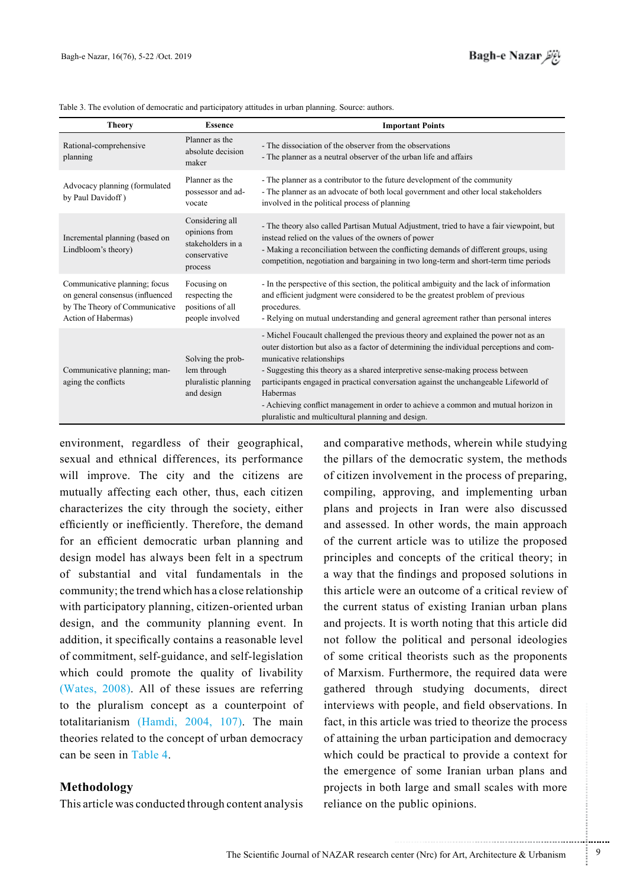Table 3. The evolution of democratic and participatory attitudes in urban planning. Source: authors.

| Theory | Essence | Important Points |
|---|---|---|
| Rational-comprehensive planning | Planner as the absolute decision maker | - The dissociation of the observer from the observations<br>- The planner as a neutral observer of the urban life and affairs |
| Advocacy planning (formulated by Paul Davidoff ) | Planner as the possessor and advocate | - The planner as a contributor to the future development of the community<br>- The planner as an advocate of both local government and other local stakeholders involved in the political process of planning |
| Incremental planning (based on Lindbloom's theory) | Considering all opinions from stakeholders in a conservative process | - The theory also called Partisan Mutual Adjustment, tried to have a fair viewpoint, but instead relied on the values of the owners of power<br>- Making a reconciliation between the conflicting demands of different groups, using competition, negotiation and bargaining in two long-term and short-term time periods |
| Communicative planning; focus on general consensus (influenced by The Theory of Communicative Action of Habermas) | Focusing on respecting the positions of all people involved | - In the perspective of this section, the political ambiguity and the lack of information and efficient judgment were considered to be the greatest problem of previous procedures.<br>- Relying on mutual understanding and general agreement rather than personal interes |
| Communicative planning; managing the conflicts | Solving the problem through pluralistic planning and design | - Michel Foucault challenged the previous theory and explained the power not as an outer distortion but also as a factor of determining the individual perceptions and communicative relationships<br>- Suggesting this theory as a shared interpretive sense-making process between participants engaged in practical conversation against the unchangeable Lifeworld of Habermas<br>- Achieving conflict management in order to achieve a common and mutual horizon in pluralistic and multicultural planning and design. |

environment, regardless of their geographical, sexual and ethnical differences, its performance will improve. The city and the citizens are mutually affecting each other, thus, each citizen characterizes the city through the society, either efficiently or inefficiently. Therefore, the demand for an efficient democratic urban planning and design model has always been felt in a spectrum of substantial and vital fundamentals in the community; the trend which has a close relationship with participatory planning, citizen-oriented urban design, and the community planning event. In addition, it specifically contains a reasonable level of commitment, self-guidance, and self-legislation which could promote the quality of livability (Wates, 2008). All of these issues are referring to the pluralism concept as a counterpoint of totalitarianism (Hamdi, 2004, 107). The main theories related to the concept of urban democracy can be seen in Table 4.

## Methodology

This article was conducted through content analysis and comparative methods, wherein while studying the pillars of the democratic system, the methods of citizen involvement in the process of preparing, compiling, approving, and implementing urban plans and projects in Iran were also discussed and assessed. In other words, the main approach of the current article was to utilize the proposed principles and concepts of the critical theory; in a way that the findings and proposed solutions in this article were an outcome of a critical review of the current status of existing Iranian urban plans and projects. It is worth noting that this article did not follow the political and personal ideologies of some critical theorists such as the proponents of Marxism. Furthermore, the required data were gathered through studying documents, direct interviews with people, and field observations. In fact, in this article was tried to theorize the process of attaining the urban participation and democracy which could be practical to provide a context for the emergence of some Iranian urban plans and projects in both large and small scales with more reliance on the public opinions.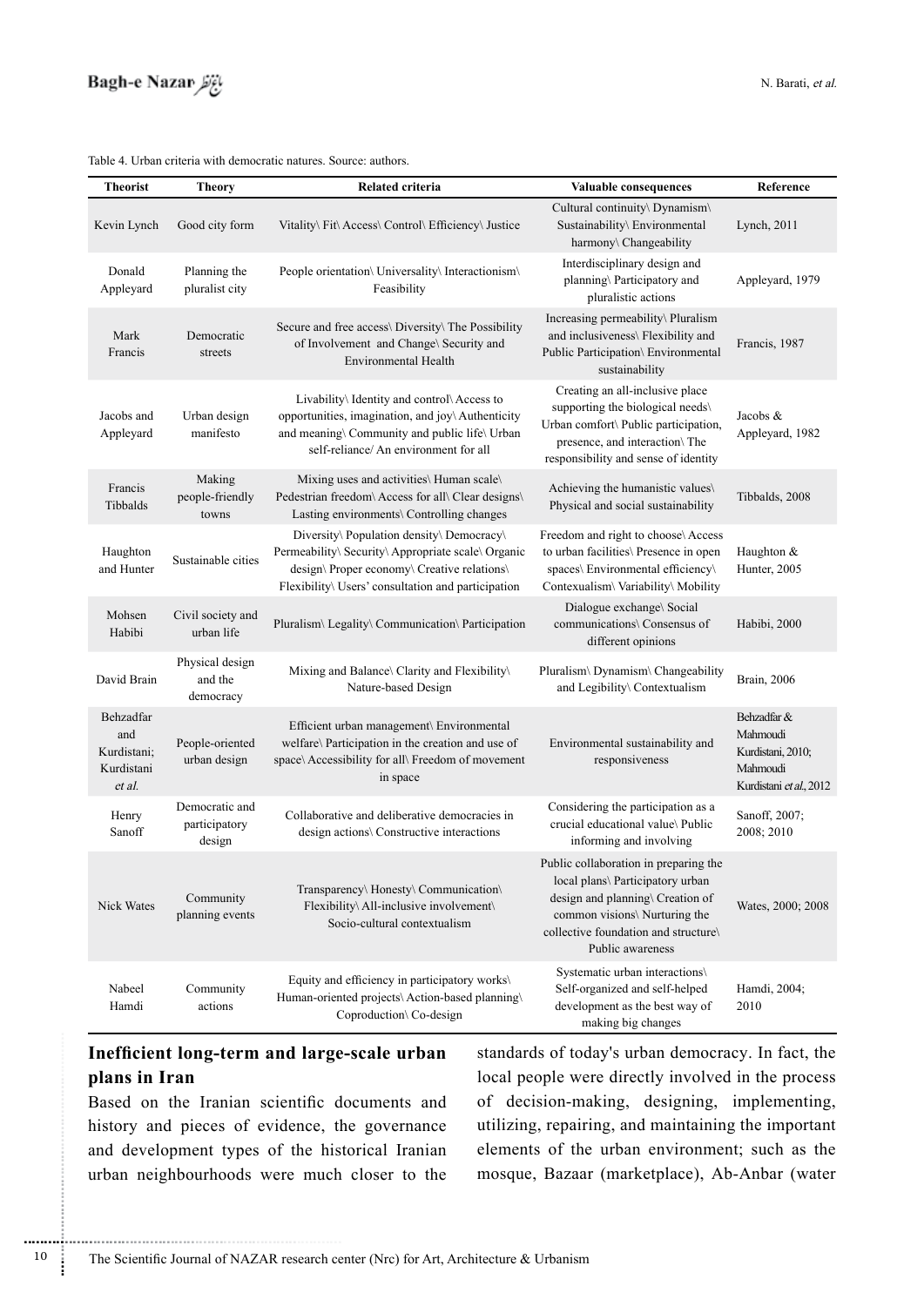Table 4. Urban criteria with democratic natures. Source: authors.

| Theorist | Theory | Related criteria | Valuable consequences | Reference |
|---|---|---|---|---|
| Kevin Lynch | Good city form | Vitality\ Fit\ Access\ Control\ Efficiency\ Justice | Cultural continuity\ Dynamism\ Sustainability\ Environmental harmony\ Changeability | Lynch, 2011 |
| Donald Appleyard | Planning the pluralist city | People orientation\ Universality\ Interactionism\ Feasibility | Interdisciplinary design and planning\ Participatory and pluralistic actions | Appleyard, 1979 |
| Mark Francis | Democratic streets | Secure and free access\ Diversity\ The Possibility of Involvement and Change\ Security and Environmental Health | Increasing permeability\ Pluralism and inclusiveness\ Flexibility and Public Participation\ Environmental sustainability | Francis, 1987 |
| Jacobs and Appleyard | Urban design manifesto | Livability\ Identity and control\ Access to opportunities, imagination, and joy\ Authenticity and meaning\ Community and public life\ Urban self-reliance/ An environment for all | Creating an all-inclusive place supporting the biological needs\ Urban comfort\ Public participation, presence, and interaction\ The responsibility and sense of identity | Jacobs & Appleyard, 1982 |
| Francis Tibbalds | Making people-friendly towns | Mixing uses and activities\ Human scale\ Pedestrian freedom\ Access for all\ Clear designs\ Lasting environments\ Controlling changes | Achieving the humanistic values\ Physical and social sustainability | Tibbalds, 2008 |
| Haughton and Hunter | Sustainable cities | Diversity\ Population density\ Democracy\ Permeability\ Security\ Appropriate scale\ Organic design\ Proper economy\ Creative relations\ Flexibility\ Users' consultation and participation | Freedom and right to choose\ Access to urban facilities\ Presence in open spaces\ Environmental efficiency\ Contexualism\ Variability\ Mobility | Haughton & Hunter, 2005 |
| Mohsen Habibi | Civil society and urban life | Pluralism\ Legality\ Communication\ Participation | Dialogue exchange\ Social communications\ Consensus of different opinions | Habibi, 2000 |
| David Brain | Physical design and the democracy | Mixing and Balance\ Clarity and Flexibility\ Nature-based Design | Pluralism\ Dynamism\ Changeability and Legibility\ Contextualism | Brain, 2006 |
| Behzadfar and Kurdistani; Kurdistani *et al.* | People-oriented urban design | Efficient urban management\ Environmental welfare\ Participation in the creation and use of space\ Accessibility for all\ Freedom of movement in space | Environmental sustainability and responsiveness | Behzadfar & Mahmoudi Kurdistani, 2010; Mahmoudi Kurdistani *et al.*, 2012 |
| Henry Sanoff | Democratic and participatory design | Collaborative and deliberative democracies in design actions\ Constructive interactions | Considering the participation as a crucial educational value\ Public informing and involving | Sanoff, 2007; 2008; 2010 |
| Nick Wates | Community planning events | Transparency\ Honesty\ Communication\ Flexibility\ All-inclusive involvement\ Socio-cultural contextualism | Public collaboration in preparing the local plans\ Participatory urban design and planning\ Creation of common visions\ Nurturing the collective foundation and structure\ Public awareness | Wates, 2000; 2008 |
| Nabeel Hamdi | Community actions | Equity and efficiency in participatory works\ Human-oriented projects\ Action-based planning\ Coproduction\ Co-design | Systematic urban interactions\ Self-organized and self-helped development as the best way of making big changes | Hamdi, 2004; 2010 |

## Inefficient long-term and large-scale urban plans in Iran

Based on the Iranian scientific documents and history and pieces of evidence, the governance and development types of the historical Iranian urban neighbourhoods were much closer to the standards of today's urban democracy. In fact, the local people were directly involved in the process of decision-making, designing, implementing, utilizing, repairing, and maintaining the important elements of the urban environment; such as the mosque, Bazaar (marketplace), Ab-Anbar (water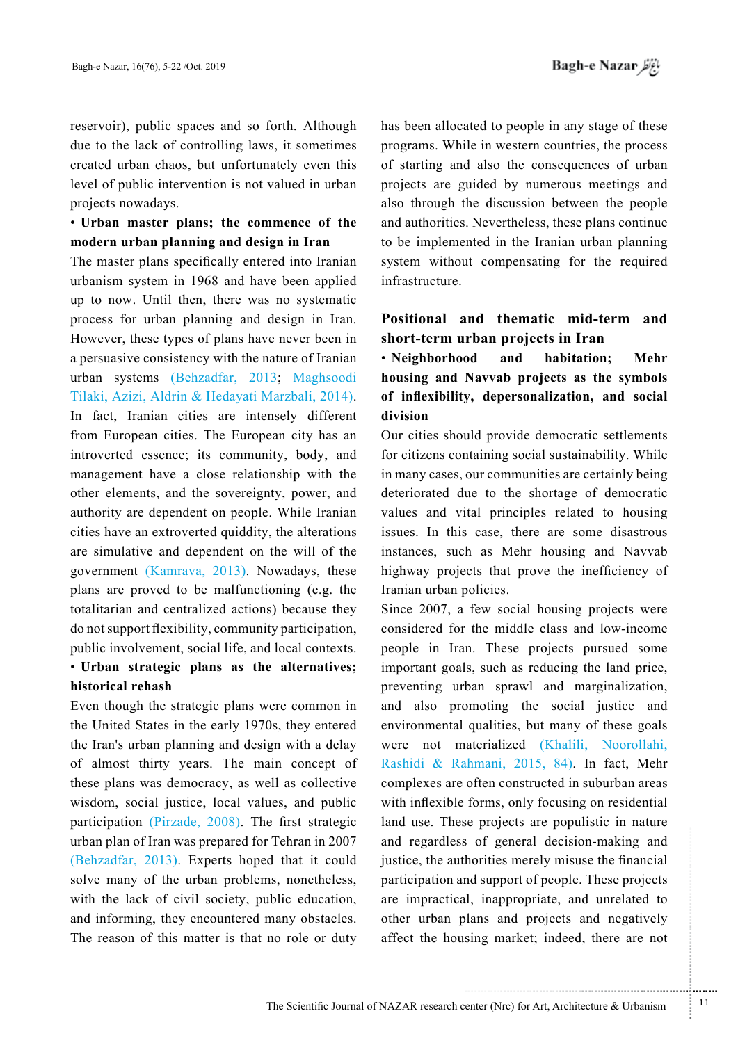reservoir), public spaces and so forth. Although due to the lack of controlling laws, it sometimes created urban chaos, but unfortunately even this level of public intervention is not valued in urban projects nowadays.

**• Urban master plans; the commence of the modern urban planning and design in Iran**

The master plans specifically entered into Iranian urbanism system in 1968 and have been applied up to now. Until then, there was no systematic process for urban planning and design in Iran. However, these types of plans have never been in a persuasive consistency with the nature of Iranian urban systems (Behzadfar, 2013; Maghsoodi Tilaki, Azizi, Aldrin & Hedayati Marzbali, 2014). In fact, Iranian cities are intensely different from European cities. The European city has an introverted essence; its community, body, and management have a close relationship with the other elements, and the sovereignty, power, and authority are dependent on people. While Iranian cities have an extroverted quiddity, the alterations are simulative and dependent on the will of the government (Kamrava, 2013). Nowadays, these plans are proved to be malfunctioning (e.g. the totalitarian and centralized actions) because they do not support flexibility, community participation, public involvement, social life, and local contexts.

**• Urban strategic plans as the alternatives; historical rehash**

Even though the strategic plans were common in the United States in the early 1970s, they entered the Iran's urban planning and design with a delay of almost thirty years. The main concept of these plans was democracy, as well as collective wisdom, social justice, local values, and public participation (Pirzade, 2008). The first strategic urban plan of Iran was prepared for Tehran in 2007 (Behzadfar, 2013). Experts hoped that it could solve many of the urban problems, nonetheless, with the lack of civil society, public education, and informing, they encountered many obstacles. The reason of this matter is that no role or duty has been allocated to people in any stage of these programs. While in western countries, the process of starting and also the consequences of urban projects are guided by numerous meetings and also through the discussion between the people and authorities. Nevertheless, these plans continue to be implemented in the Iranian urban planning system without compensating for the required infrastructure.

## Positional and thematic mid-term and short-term urban projects in Iran

**• Neighborhood and habitation; Mehr housing and Navvab projects as the symbols of inflexibility, depersonalization, and social division**

Our cities should provide democratic settlements for citizens containing social sustainability. While in many cases, our communities are certainly being deteriorated due to the shortage of democratic values and vital principles related to housing issues. In this case, there are some disastrous instances, such as Mehr housing and Navvab highway projects that prove the inefficiency of Iranian urban policies.

Since 2007, a few social housing projects were considered for the middle class and low-income people in Iran. These projects pursued some important goals, such as reducing the land price, preventing urban sprawl and marginalization, and also promoting the social justice and environmental qualities, but many of these goals were not materialized (Khalili, Noorollahi, Rashidi & Rahmani, 2015, 84). In fact, Mehr complexes are often constructed in suburban areas with inflexible forms, only focusing on residential land use. These projects are populistic in nature and regardless of general decision-making and justice, the authorities merely misuse the financial participation and support of people. These projects are impractical, inappropriate, and unrelated to other urban plans and projects and negatively affect the housing market; indeed, there are not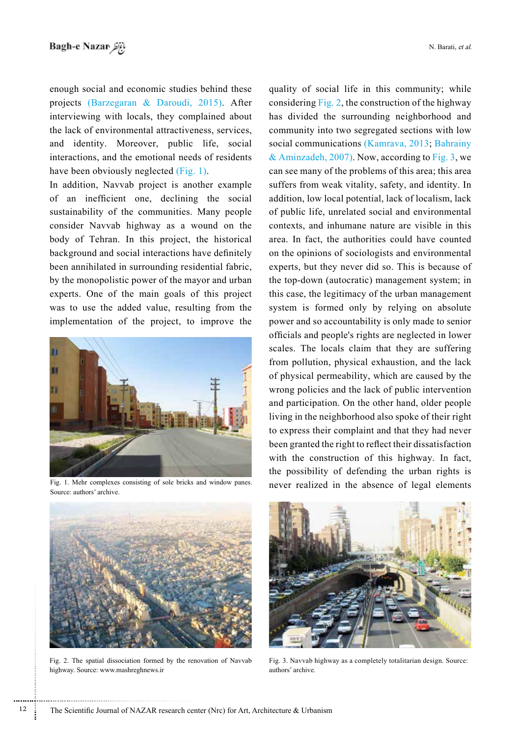enough social and economic studies behind these projects (Barzegaran & Daroudi, 2015). After interviewing with locals, they complained about the lack of environmental attractiveness, services, and identity. Moreover, public life, social interactions, and the emotional needs of residents have been obviously neglected (Fig. 1).

In addition, Navvab project is another example of an inefficient one, declining the social sustainability of the communities. Many people consider Navvab highway as a wound on the body of Tehran. In this project, the historical background and social interactions have definitely been annihilated in surrounding residential fabric, by the monopolistic power of the mayor and urban experts. One of the main goals of this project was to use the added value, resulting from the implementation of the project, to improve the quality of social life in this community; while considering Fig. 2, the construction of the highway has divided the surrounding neighborhood and community into two segregated sections with low social communications (Kamrava, 2013; Bahrainy & Aminzadeh, 2007). Now, according to Fig. 3, we can see many of the problems of this area; this area suffers from weak vitality, safety, and identity. In addition, low local potential, lack of localism, lack of public life, unrelated social and environmental contexts, and inhumane nature are visible in this area. In fact, the authorities could have counted on the opinions of sociologists and environmental experts, but they never did so. This is because of the top-down (autocratic) management system; in this case, the legitimacy of the urban management system is formed only by relying on absolute power and so accountability is only made to senior officials and people's rights are neglected in lower scales. The locals claim that they are suffering from pollution, physical exhaustion, and the lack of physical permeability, which are caused by the wrong policies and the lack of public intervention and participation. On the other hand, older people living in the neighborhood also spoke of their right to express their complaint and that they had never been granted the right to reflect their dissatisfaction with the construction of this highway. In fact, the possibility of defending the urban rights is never realized in the absence of legal elements

Fig. 1. Mehr complexes consisting of sole bricks and window panes. Source: authors' archive.

Fig. 2. The spatial dissociation formed by the renovation of Navvab highway. Source: www.mashreghnews.ir

Fig. 3. Navvab highway as a completely totalitarian design. Source: authors' archive.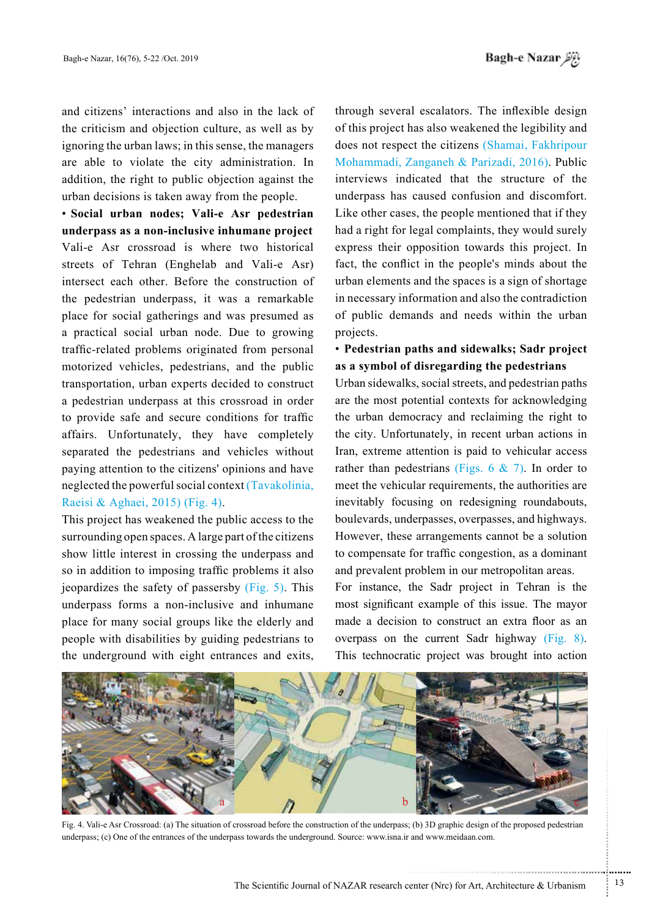and citizens' interactions and also in the lack of the criticism and objection culture, as well as by ignoring the urban laws; in this sense, the managers are able to violate the city administration. In addition, the right to public objection against the urban decisions is taken away from the people.

• **Social urban nodes; Vali-e Asr pedestrian underpass as a non-inclusive inhumane project**

Vali-e Asr crossroad is where two historical streets of Tehran (Enghelab and Vali-e Asr) intersect each other. Before the construction of the pedestrian underpass, it was a remarkable place for social gatherings and was presumed as a practical social urban node. Due to growing traffic-related problems originated from personal motorized vehicles, pedestrians, and the public transportation, urban experts decided to construct a pedestrian underpass at this crossroad in order to provide safe and secure conditions for traffic affairs. Unfortunately, they have completely separated the pedestrians and vehicles without paying attention to the citizens' opinions and have neglected the powerful social context (Tavakolinia, Raeisi & Aghaei, 2015) (Fig. 4).

This project has weakened the public access to the surrounding open spaces. A large part of the citizens show little interest in crossing the underpass and so in addition to imposing traffic problems it also jeopardizes the safety of passersby (Fig. 5). This underpass forms a non-inclusive and inhumane place for many social groups like the elderly and people with disabilities by guiding pedestrians to the underground with eight entrances and exits, through several escalators. The inflexible design of this project has also weakened the legibility and does not respect the citizens (Shamai, Fakhripour Mohammadi, Zanganeh & Parizadi, 2016). Public interviews indicated that the structure of the underpass has caused confusion and discomfort. Like other cases, the people mentioned that if they had a right for legal complaints, they would surely express their opposition towards this project. In fact, the conflict in the people's minds about the urban elements and the spaces is a sign of shortage in necessary information and also the contradiction of public demands and needs within the urban projects.

• **Pedestrian paths and sidewalks; Sadr project as a symbol of disregarding the pedestrians**

Urban sidewalks, social streets, and pedestrian paths are the most potential contexts for acknowledging the urban democracy and reclaiming the right to the city. Unfortunately, in recent urban actions in Iran, extreme attention is paid to vehicular access rather than pedestrians (Figs. 6 & 7). In order to meet the vehicular requirements, the authorities are inevitably focusing on redesigning roundabouts, boulevards, underpasses, overpasses, and highways. However, these arrangements cannot be a solution to compensate for traffic congestion, as a dominant and prevalent problem in our metropolitan areas.

For instance, the Sadr project in Tehran is the most significant example of this issue. The mayor made a decision to construct an extra floor as an overpass on the current Sadr highway (Fig. 8). This technocratic project was brought into action

Fig. 4. Vali-e Asr Crossroad: (a) The situation of crossroad before the construction of the underpass; (b) 3D graphic design of the proposed pedestrian underpass; (c) One of the entrances of the underpass towards the underground. Source: www.isna.ir and www.meidaan.com.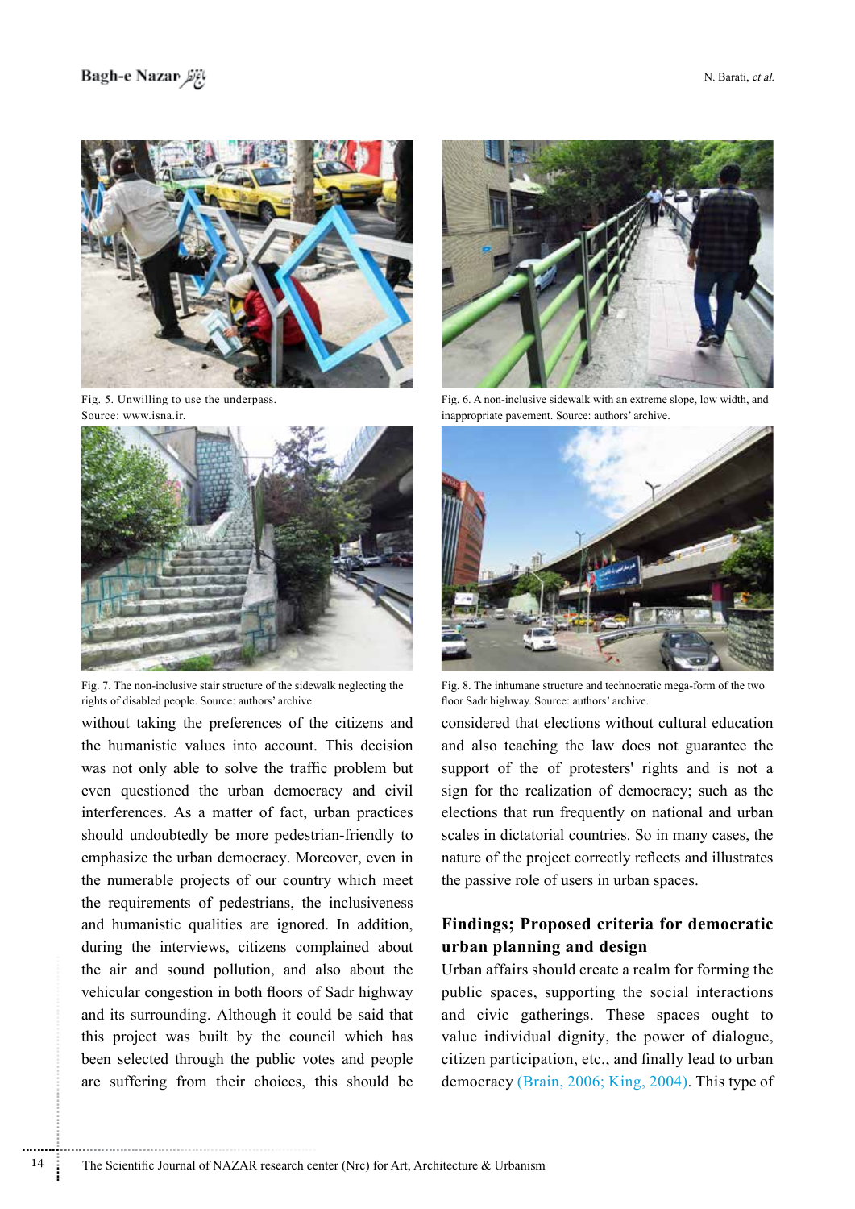Fig. 5. Unwilling to use the underpass. Source: www.isna.ir.

Fig. 6. A non-inclusive sidewalk with an extreme slope, low width, and inappropriate pavement. Source: authors' archive.

Fig. 7. The non-inclusive stair structure of the sidewalk neglecting the rights of disabled people. Source: authors' archive.

Fig. 8. The inhumane structure and technocratic mega-form of the two floor Sadr highway. Source: authors' archive.

without taking the preferences of the citizens and the humanistic values into account. This decision was not only able to solve the traffic problem but even questioned the urban democracy and civil interferences. As a matter of fact, urban practices should undoubtedly be more pedestrian-friendly to emphasize the urban democracy. Moreover, even in the numerable projects of our country which meet the requirements of pedestrians, the inclusiveness and humanistic qualities are ignored. In addition, during the interviews, citizens complained about the air and sound pollution, and also about the vehicular congestion in both floors of Sadr highway and its surrounding. Although it could be said that this project was built by the council which has been selected through the public votes and people are suffering from their choices, this should be considered that elections without cultural education and also teaching the law does not guarantee the support of the of protesters' rights and is not a sign for the realization of democracy; such as the elections that run frequently on national and urban scales in dictatorial countries. So in many cases, the nature of the project correctly reflects and illustrates the passive role of users in urban spaces.

## Findings; Proposed criteria for democratic urban planning and design

Urban affairs should create a realm for forming the public spaces, supporting the social interactions and civic gatherings. These spaces ought to value individual dignity, the power of dialogue, citizen participation, etc., and finally lead to urban democracy (Brain, 2006; King, 2004). This type of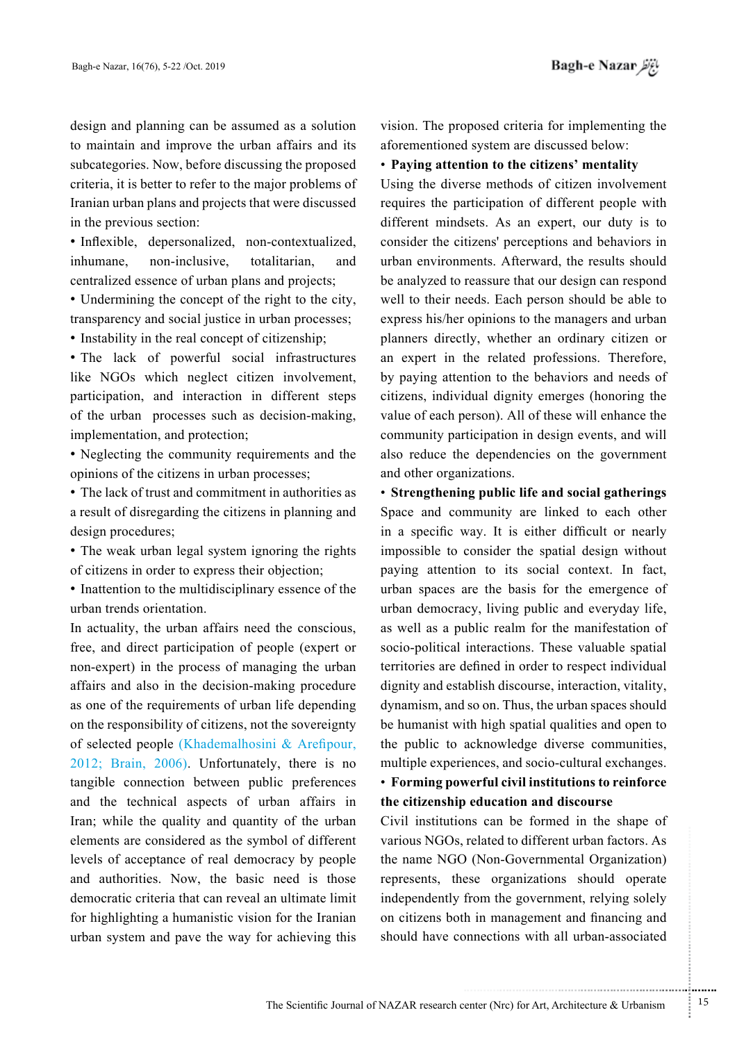design and planning can be assumed as a solution to maintain and improve the urban affairs and its subcategories. Now, before discussing the proposed criteria, it is better to refer to the major problems of Iranian urban plans and projects that were discussed in the previous section:

- Inflexible, depersonalized, non-contextualized, inhumane, non-inclusive, totalitarian, and centralized essence of urban plans and projects;
- Undermining the concept of the right to the city, transparency and social justice in urban processes;
- Instability in the real concept of citizenship;
- The lack of powerful social infrastructures like NGOs which neglect citizen involvement, participation, and interaction in different steps of the urban processes such as decision-making, implementation, and protection;
- Neglecting the community requirements and the opinions of the citizens in urban processes;
- The lack of trust and commitment in authorities as a result of disregarding the citizens in planning and design procedures;
- The weak urban legal system ignoring the rights of citizens in order to express their objection;
- Inattention to the multidisciplinary essence of the urban trends orientation.

In actuality, the urban affairs need the conscious, free, and direct participation of people (expert or non-expert) in the process of managing the urban affairs and also in the decision-making procedure as one of the requirements of urban life depending on the responsibility of citizens, not the sovereignty of selected people (Khademalhosini & Arefipour, 2012; Brain, 2006). Unfortunately, there is no tangible connection between public preferences and the technical aspects of urban affairs in Iran; while the quality and quantity of the urban elements are considered as the symbol of different levels of acceptance of real democracy by people and authorities. Now, the basic need is those democratic criteria that can reveal an ultimate limit for highlighting a humanistic vision for the Iranian urban system and pave the way for achieving this vision. The proposed criteria for implementing the aforementioned system are discussed below:

- **Paying attention to the citizens' mentality**

Using the diverse methods of citizen involvement requires the participation of different people with different mindsets. As an expert, our duty is to consider the citizens' perceptions and behaviors in urban environments. Afterward, the results should be analyzed to reassure that our design can respond well to their needs. Each person should be able to express his/her opinions to the managers and urban planners directly, whether an ordinary citizen or an expert in the related professions. Therefore, by paying attention to the behaviors and needs of citizens, individual dignity emerges (honoring the value of each person). All of these will enhance the community participation in design events, and will also reduce the dependencies on the government and other organizations.

- **Strengthening public life and social gatherings**

Space and community are linked to each other in a specific way. It is either difficult or nearly impossible to consider the spatial design without paying attention to its social context. In fact, urban spaces are the basis for the emergence of urban democracy, living public and everyday life, as well as a public realm for the manifestation of socio-political interactions. These valuable spatial territories are defined in order to respect individual dignity and establish discourse, interaction, vitality, dynamism, and so on. Thus, the urban spaces should be humanist with high spatial qualities and open to the public to acknowledge diverse communities, multiple experiences, and socio-cultural exchanges.

- **Forming powerful civil institutions to reinforce the citizenship education and discourse**

Civil institutions can be formed in the shape of various NGOs, related to different urban factors. As the name NGO (Non-Governmental Organization) represents, these organizations should operate independently from the government, relying solely on citizens both in management and financing and should have connections with all urban-associated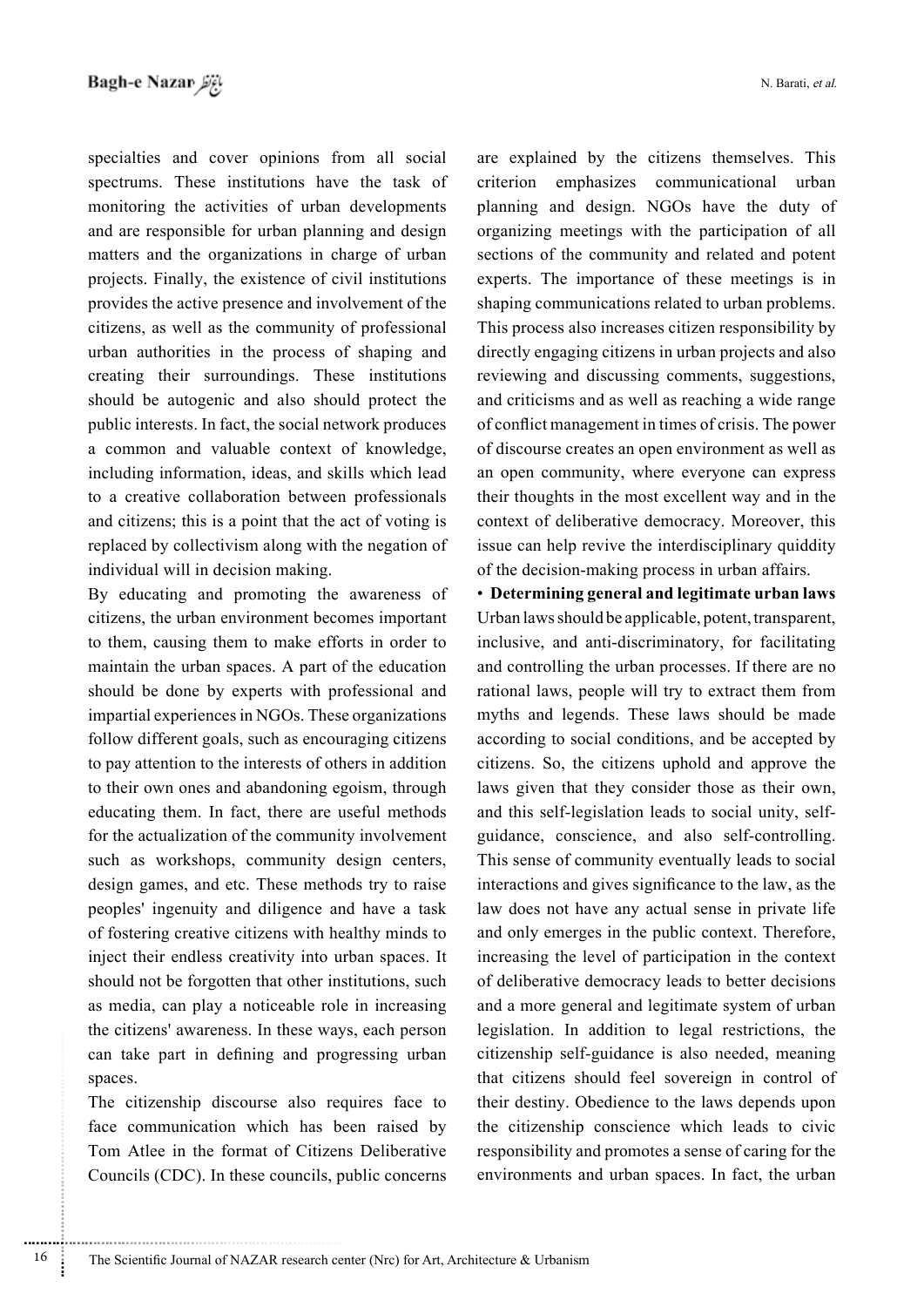specialties and cover opinions from all social spectrums. These institutions have the task of monitoring the activities of urban developments and are responsible for urban planning and design matters and the organizations in charge of urban projects. Finally, the existence of civil institutions provides the active presence and involvement of the citizens, as well as the community of professional urban authorities in the process of shaping and creating their surroundings. These institutions should be autogenic and also should protect the public interests. In fact, the social network produces a common and valuable context of knowledge, including information, ideas, and skills which lead to a creative collaboration between professionals and citizens; this is a point that the act of voting is replaced by collectivism along with the negation of individual will in decision making.

By educating and promoting the awareness of citizens, the urban environment becomes important to them, causing them to make efforts in order to maintain the urban spaces. A part of the education should be done by experts with professional and impartial experiences in NGOs. These organizations follow different goals, such as encouraging citizens to pay attention to the interests of others in addition to their own ones and abandoning egoism, through educating them. In fact, there are useful methods for the actualization of the community involvement such as workshops, community design centers, design games, and etc. These methods try to raise peoples' ingenuity and diligence and have a task of fostering creative citizens with healthy minds to inject their endless creativity into urban spaces. It should not be forgotten that other institutions, such as media, can play a noticeable role in increasing the citizens' awareness. In these ways, each person can take part in defining and progressing urban spaces.

The citizenship discourse also requires face to face communication which has been raised by Tom Atlee in the format of Citizens Deliberative Councils (CDC). In these councils, public concerns are explained by the citizens themselves. This criterion emphasizes communicational urban planning and design. NGOs have the duty of organizing meetings with the participation of all sections of the community and related and potent experts. The importance of these meetings is in shaping communications related to urban problems. This process also increases citizen responsibility by directly engaging citizens in urban projects and also reviewing and discussing comments, suggestions, and criticisms and as well as reaching a wide range of conflict management in times of crisis. The power of discourse creates an open environment as well as an open community, where everyone can express their thoughts in the most excellent way and in the context of deliberative democracy. Moreover, this issue can help revive the interdisciplinary quiddity of the decision-making process in urban affairs.

- **Determining general and legitimate urban laws**

Urban laws should be applicable, potent, transparent, inclusive, and anti-discriminatory, for facilitating and controlling the urban processes. If there are no rational laws, people will try to extract them from myths and legends. These laws should be made according to social conditions, and be accepted by citizens. So, the citizens uphold and approve the laws given that they consider those as their own, and this self-legislation leads to social unity, self-guidance, conscience, and also self-controlling. This sense of community eventually leads to social interactions and gives significance to the law, as the law does not have any actual sense in private life and only emerges in the public context. Therefore, increasing the level of participation in the context of deliberative democracy leads to better decisions and a more general and legitimate system of urban legislation. In addition to legal restrictions, the citizenship self-guidance is also needed, meaning that citizens should feel sovereign in control of their destiny. Obedience to the laws depends upon the citizenship conscience which leads to civic responsibility and promotes a sense of caring for the environments and urban spaces. In fact, the urban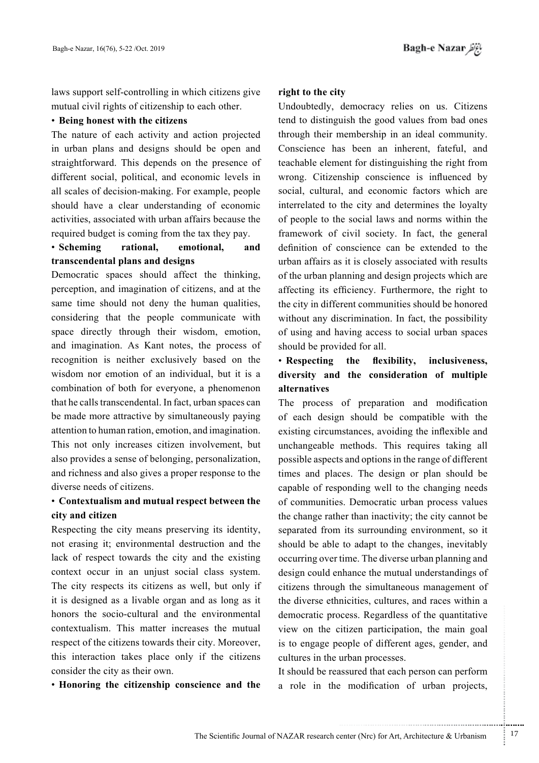laws support self-controlling in which citizens give mutual civil rights of citizenship to each other.

- **Being honest with the citizens**

The nature of each activity and action projected in urban plans and designs should be open and straightforward. This depends on the presence of different social, political, and economic levels in all scales of decision-making. For example, people should have a clear understanding of economic activities, associated with urban affairs because the required budget is coming from the tax they pay.

- **Scheming rational, emotional, and transcendental plans and designs**

Democratic spaces should affect the thinking, perception, and imagination of citizens, and at the same time should not deny the human qualities, considering that the people communicate with space directly through their wisdom, emotion, and imagination. As Kant notes, the process of recognition is neither exclusively based on the wisdom nor emotion of an individual, but it is a combination of both for everyone, a phenomenon that he calls transcendental. In fact, urban spaces can be made more attractive by simultaneously paying attention to human ration, emotion, and imagination. This not only increases citizen involvement, but also provides a sense of belonging, personalization, and richness and also gives a proper response to the diverse needs of citizens.

- **Contextualism and mutual respect between the city and citizen**

Respecting the city means preserving its identity, not erasing it; environmental destruction and the lack of respect towards the city and the existing context occur in an unjust social class system. The city respects its citizens as well, but only if it is designed as a livable organ and as long as it honors the socio-cultural and the environmental contextualism. This matter increases the mutual respect of the citizens towards their city. Moreover, this interaction takes place only if the citizens consider the city as their own.

- **Honoring the citizenship conscience and the right to the city**

Undoubtedly, democracy relies on us. Citizens tend to distinguish the good values from bad ones through their membership in an ideal community. Conscience has been an inherent, fateful, and teachable element for distinguishing the right from wrong. Citizenship conscience is influenced by social, cultural, and economic factors which are interrelated to the city and determines the loyalty of people to the social laws and norms within the framework of civil society. In fact, the general definition of conscience can be extended to the urban affairs as it is closely associated with results of the urban planning and design projects which are affecting its efficiency. Furthermore, the right to the city in different communities should be honored without any discrimination. In fact, the possibility of using and having access to social urban spaces should be provided for all.

- **Respecting the flexibility, inclusiveness, diversity and the consideration of multiple alternatives**

The process of preparation and modification of each design should be compatible with the existing circumstances, avoiding the inflexible and unchangeable methods. This requires taking all possible aspects and options in the range of different times and places. The design or plan should be capable of responding well to the changing needs of communities. Democratic urban process values the change rather than inactivity; the city cannot be separated from its surrounding environment, so it should be able to adapt to the changes, inevitably occurring over time. The diverse urban planning and design could enhance the mutual understandings of citizens through the simultaneous management of the diverse ethnicities, cultures, and races within a democratic process. Regardless of the quantitative view on the citizen participation, the main goal is to engage people of different ages, gender, and cultures in the urban processes.

It should be reassured that each person can perform a role in the modification of urban projects,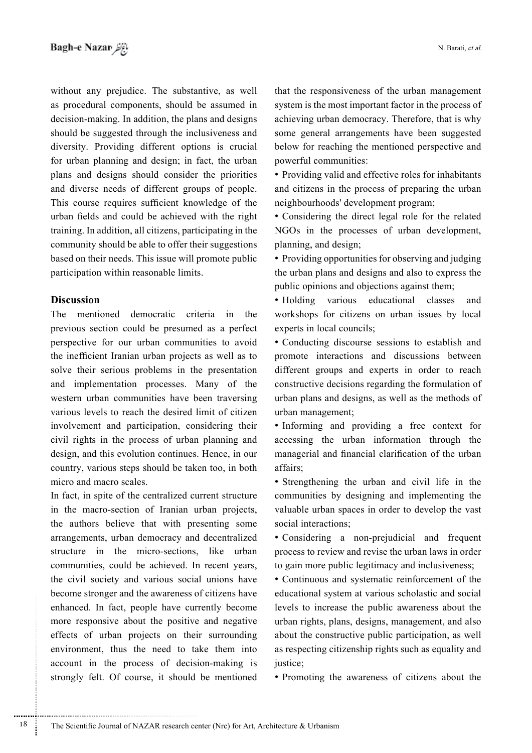without any prejudice. The substantive, as well as procedural components, should be assumed in decision-making. In addition, the plans and designs should be suggested through the inclusiveness and diversity. Providing different options is crucial for urban planning and design; in fact, the urban plans and designs should consider the priorities and diverse needs of different groups of people. This course requires sufficient knowledge of the urban fields and could be achieved with the right training. In addition, all citizens, participating in the community should be able to offer their suggestions based on their needs. This issue will promote public participation within reasonable limits.

## Discussion

The mentioned democratic criteria in the previous section could be presumed as a perfect perspective for our urban communities to avoid the inefficient Iranian urban projects as well as to solve their serious problems in the presentation and implementation processes. Many of the western urban communities have been traversing various levels to reach the desired limit of citizen involvement and participation, considering their civil rights in the process of urban planning and design, and this evolution continues. Hence, in our country, various steps should be taken too, in both micro and macro scales.

In fact, in spite of the centralized current structure in the macro-section of Iranian urban projects, the authors believe that with presenting some arrangements, urban democracy and decentralized structure in the micro-sections, like urban communities, could be achieved. In recent years, the civil society and various social unions have become stronger and the awareness of citizens have enhanced. In fact, people have currently become more responsive about the positive and negative effects of urban projects on their surrounding environment, thus the need to take them into account in the process of decision-making is strongly felt. Of course, it should be mentioned that the responsiveness of the urban management system is the most important factor in the process of achieving urban democracy. Therefore, that is why some general arrangements have been suggested below for reaching the mentioned perspective and powerful communities:

- Providing valid and effective roles for inhabitants and citizens in the process of preparing the urban neighbourhoods' development program;
- Considering the direct legal role for the related NGOs in the processes of urban development, planning, and design;
- Providing opportunities for observing and judging the urban plans and designs and also to express the public opinions and objections against them;
- Holding various educational classes and workshops for citizens on urban issues by local experts in local councils;
- Conducting discourse sessions to establish and promote interactions and discussions between different groups and experts in order to reach constructive decisions regarding the formulation of urban plans and designs, as well as the methods of urban management;
- Informing and providing a free context for accessing the urban information through the managerial and financial clarification of the urban affairs;
- Strengthening the urban and civil life in the communities by designing and implementing the valuable urban spaces in order to develop the vast social interactions;
- Considering a non-prejudicial and frequent process to review and revise the urban laws in order to gain more public legitimacy and inclusiveness;
- Continuous and systematic reinforcement of the educational system at various scholastic and social levels to increase the public awareness about the urban rights, plans, designs, management, and also about the constructive public participation, as well as respecting citizenship rights such as equality and justice;
- Promoting the awareness of citizens about the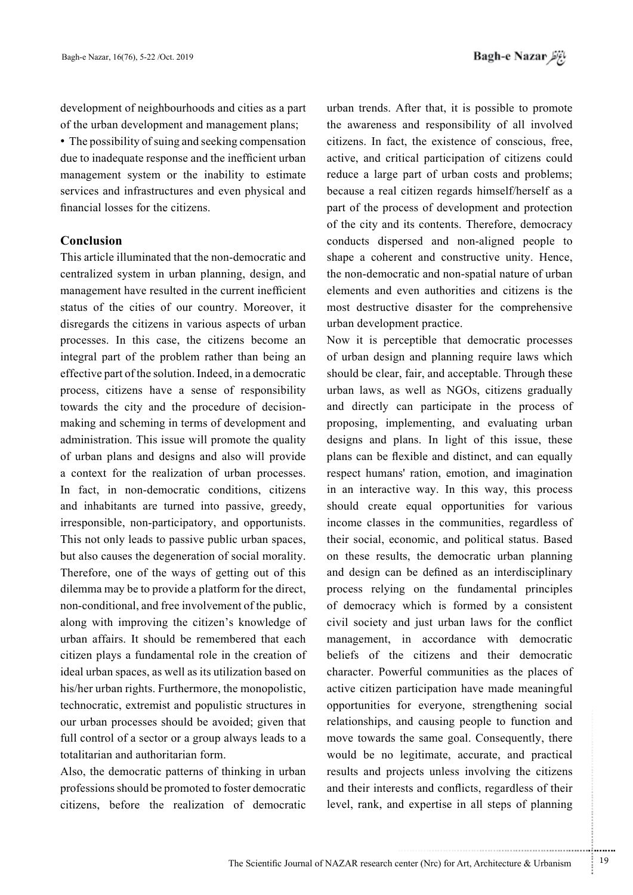development of neighbourhoods and cities as a part of the urban development and management plans;

- The possibility of suing and seeking compensation due to inadequate response and the inefficient urban management system or the inability to estimate services and infrastructures and even physical and financial losses for the citizens.

## Conclusion

This article illuminated that the non-democratic and centralized system in urban planning, design, and management have resulted in the current inefficient status of the cities of our country. Moreover, it disregards the citizens in various aspects of urban processes. In this case, the citizens become an integral part of the problem rather than being an effective part of the solution. Indeed, in a democratic process, citizens have a sense of responsibility towards the city and the procedure of decision-making and scheming in terms of development and administration. This issue will promote the quality of urban plans and designs and also will provide a context for the realization of urban processes. In fact, in non-democratic conditions, citizens and inhabitants are turned into passive, greedy, irresponsible, non-participatory, and opportunists. This not only leads to passive public urban spaces, but also causes the degeneration of social morality. Therefore, one of the ways of getting out of this dilemma may be to provide a platform for the direct, non-conditional, and free involvement of the public, along with improving the citizen's knowledge of urban affairs. It should be remembered that each citizen plays a fundamental role in the creation of ideal urban spaces, as well as its utilization based on his/her urban rights. Furthermore, the monopolistic, technocratic, extremist and populistic structures in our urban processes should be avoided; given that full control of a sector or a group always leads to a totalitarian and authoritarian form.

Also, the democratic patterns of thinking in urban professions should be promoted to foster democratic citizens, before the realization of democratic urban trends. After that, it is possible to promote the awareness and responsibility of all involved citizens. In fact, the existence of conscious, free, active, and critical participation of citizens could reduce a large part of urban costs and problems; because a real citizen regards himself/herself as a part of the process of development and protection of the city and its contents. Therefore, democracy conducts dispersed and non-aligned people to shape a coherent and constructive unity. Hence, the non-democratic and non-spatial nature of urban elements and even authorities and citizens is the most destructive disaster for the comprehensive urban development practice.

Now it is perceptible that democratic processes of urban design and planning require laws which should be clear, fair, and acceptable. Through these urban laws, as well as NGOs, citizens gradually and directly can participate in the process of proposing, implementing, and evaluating urban designs and plans. In light of this issue, these plans can be flexible and distinct, and can equally respect humans' ration, emotion, and imagination in an interactive way. In this way, this process should create equal opportunities for various income classes in the communities, regardless of their social, economic, and political status. Based on these results, the democratic urban planning and design can be defined as an interdisciplinary process relying on the fundamental principles of democracy which is formed by a consistent civil society and just urban laws for the conflict management, in accordance with democratic beliefs of the citizens and their democratic character. Powerful communities as the places of active citizen participation have made meaningful opportunities for everyone, strengthening social relationships, and causing people to function and move towards the same goal. Consequently, there would be no legitimate, accurate, and practical results and projects unless involving the citizens and their interests and conflicts, regardless of their level, rank, and expertise in all steps of planning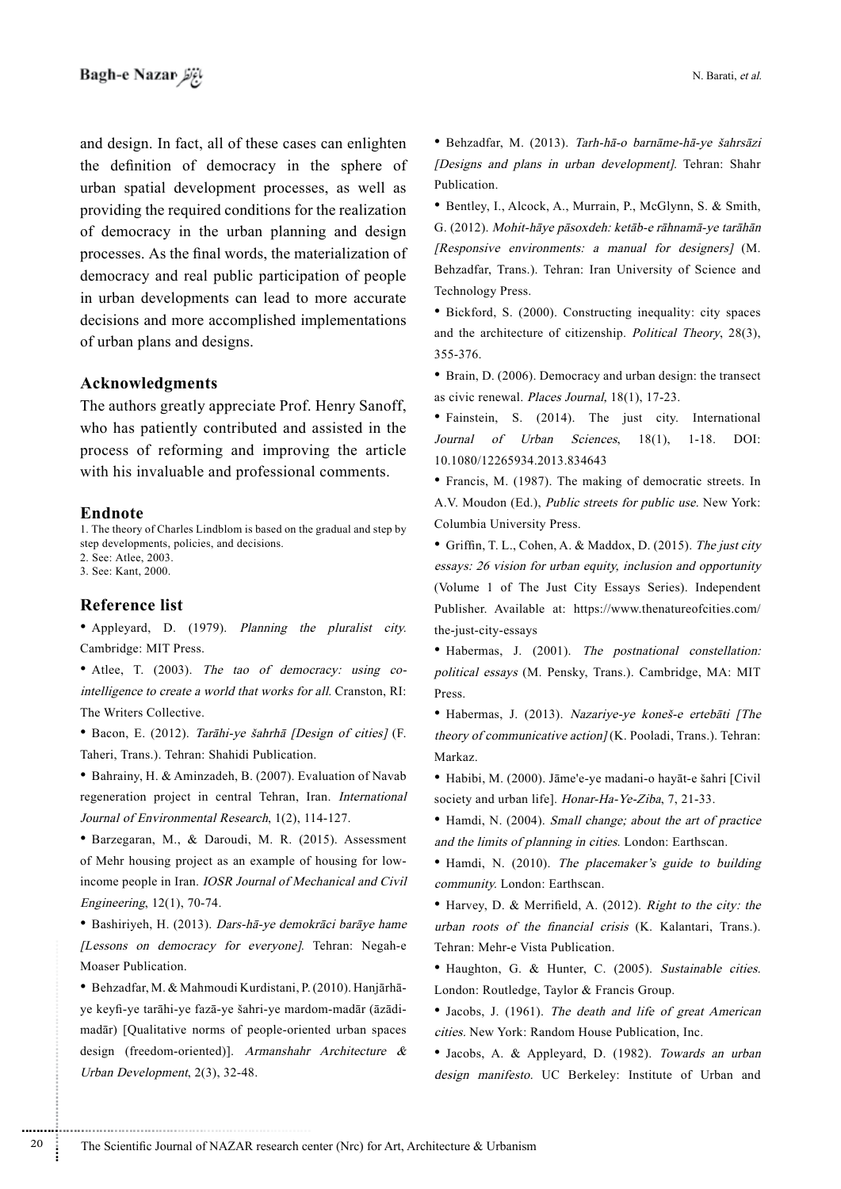and design. In fact, all of these cases can enlighten the definition of democracy in the sphere of urban spatial development processes, as well as providing the required conditions for the realization of democracy in the urban planning and design processes. As the final words, the materialization of democracy and real public participation of people in urban developments can lead to more accurate decisions and more accomplished implementations of urban plans and designs.

## Acknowledgments

The authors greatly appreciate Prof. Henry Sanoff, who has patiently contributed and assisted in the process of reforming and improving the article with his invaluable and professional comments.

## Endnote

1. The theory of Charles Lindblom is based on the gradual and step by step developments, policies, and decisions.
2. See: Atlee, 2003.
3. See: Kant, 2000.

## Reference list

- Appleyard, D. (1979). *Planning the pluralist city.* Cambridge: MIT Press.
- Atlee, T. (2003). *The tao of democracy: using co-intelligence to create a world that works for all.* Cranston, RI: The Writers Collective.
- Bacon, E. (2012). *Tarāhi-ye šahrhā [Design of cities]* (F. Taheri, Trans.). Tehran: Shahidi Publication.
- Bahrainy, H. & Aminzadeh, B. (2007). Evaluation of Navab regeneration project in central Tehran, Iran. *International Journal of Environmental Research*, 1(2), 114-127.
- Barzegaran, M., & Daroudi, M. R. (2015). Assessment of Mehr housing project as an example of housing for low-income people in Iran. *IOSR Journal of Mechanical and Civil Engineering*, 12(1), 70-74.
- Bashiriyeh, H. (2013). *Dars-hā-ye demokrāci barāye hame [Lessons on democracy for everyone].* Tehran: Negah-e Moaser Publication.
- Behzadfar, M. & Mahmoudi Kurdistani, P. (2010). Hanjārhā-ye keyfi-ye tarāhi-ye fazā-ye šahri-ye mardom-madār (āzādi-madār) [Qualitative norms of people-oriented urban spaces design (freedom-oriented)]. *Armanshahr Architecture & Urban Development*, 2(3), 32-48.
- Behzadfar, M. (2013). *Tarh-hā-o barnāme-hā-ye šahrsāzi [Designs and plans in urban development].* Tehran: Shahr Publication.
- Bentley, I., Alcock, A., Murrain, P., McGlynn, S. & Smith, G. (2012). *Mohit-hāye pāsoxdeh: ketāb-e rāhnamā-ye tarāhān [Responsive environments: a manual for designers]* (M. Behzadfar, Trans.). Tehran: Iran University of Science and Technology Press.
- Bickford, S. (2000). Constructing inequality: city spaces and the architecture of citizenship. *Political Theory*, 28(3), 355-376.
- Brain, D. (2006). Democracy and urban design: the transect as civic renewal. *Places Journal,* 18(1), 17-23.
- Fainstein, S. (2014). The just city. International *Journal of Urban Sciences*, 18(1), 1-18. DOI: 10.1080/12265934.2013.834643
- Francis, M. (1987). The making of democratic streets. In A.V. Moudon (Ed.), *Public streets for public use.* New York: Columbia University Press.
- Griffin, T. L., Cohen, A. & Maddox, D. (2015). *The just city essays: 26 vision for urban equity, inclusion and opportunity* (Volume 1 of The Just City Essays Series). Independent Publisher. Available at: https://www.thenatureofcities.com/the-just-city-essays
- Habermas, J. (2001). *The postnational constellation: political essays* (M. Pensky, Trans.). Cambridge, MA: MIT Press.
- Habermas, J. (2013). *Nazariye-ye koneš-e ertebāti [The theory of communicative action]* (K. Pooladi, Trans.). Tehran: Markaz.
- Habibi, M. (2000). Jāme'e-ye madani-o hayāt-e šahri [Civil society and urban life]. *Honar-Ha-Ye-Ziba*, 7, 21-33.
- Hamdi, N. (2004). *Small change; about the art of practice and the limits of planning in cities.* London: Earthscan.
- Hamdi, N. (2010). *The placemaker's guide to building community.* London: Earthscan.
- Harvey, D. & Merrifield, A. (2012). *Right to the city: the urban roots of the financial crisis* (K. Kalantari, Trans.). Tehran: Mehr-e Vista Publication.
- Haughton, G. & Hunter, C. (2005). *Sustainable cities.* London: Routledge, Taylor & Francis Group.
- Jacobs, J. (1961). *The death and life of great American cities.* New York: Random House Publication, Inc.
- Jacobs, A. & Appleyard, D. (1982). *Towards an urban design manifesto.* UC Berkeley: Institute of Urban and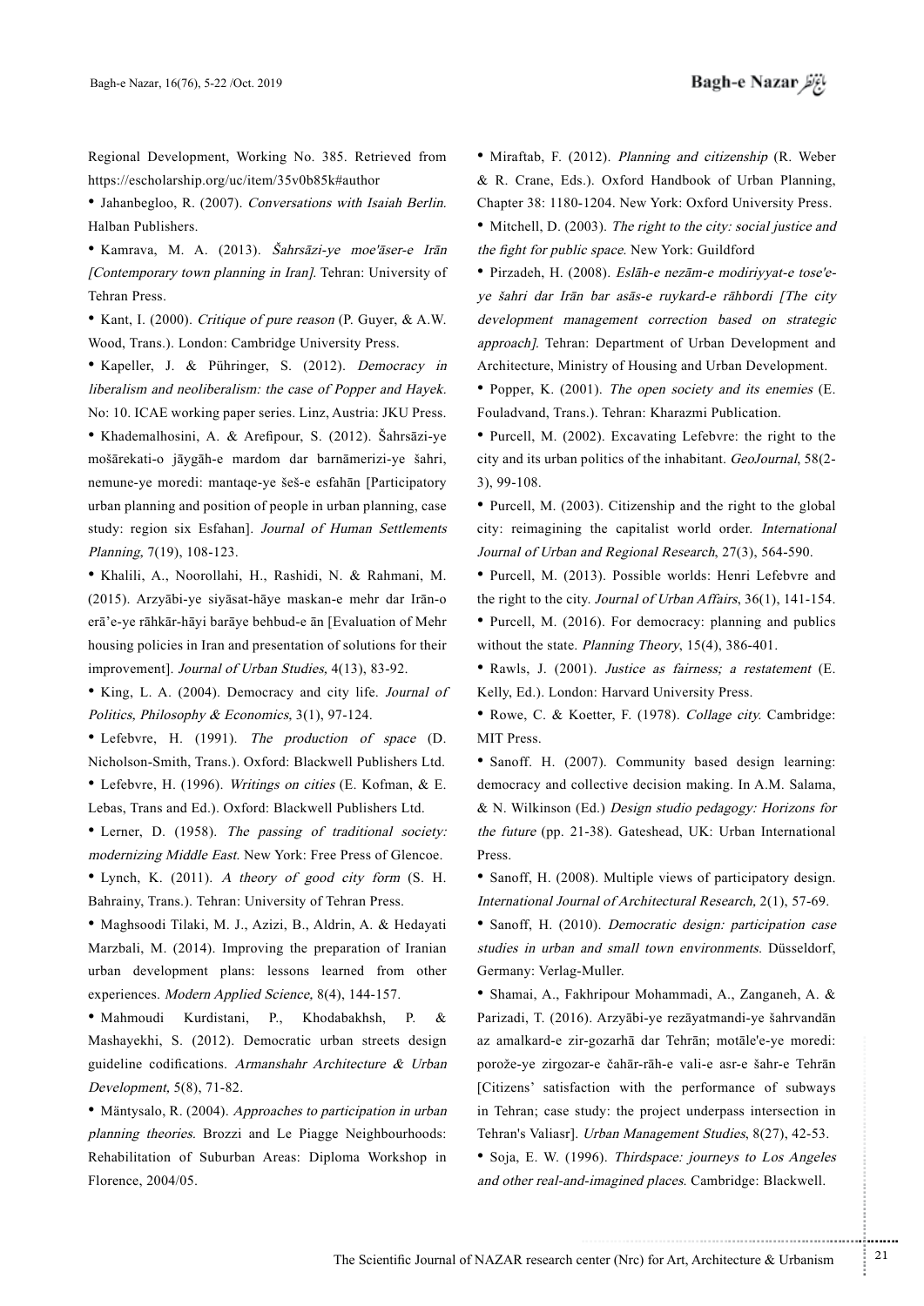Regional Development, Working No. 385. Retrieved from https://escholarship.org/uc/item/35v0b85k#author

- Jahanbegloo, R. (2007). *Conversations with Isaiah Berlin.* Halban Publishers.
- Kamrava, M. A. (2013). *Šahrsāzi-ye moe'āser-e Irān [Contemporary town planning in Iran].* Tehran: University of Tehran Press.
- Kant, I. (2000). *Critique of pure reason* (P. Guyer, & A.W. Wood, Trans.). London: Cambridge University Press.
- Kapeller, J. & Pühringer, S. (2012). *Democracy in liberalism and neoliberalism: the case of Popper and Hayek.* No: 10. ICAE working paper series. Linz, Austria: JKU Press.
- Khademalhosini, A. & Arefipour, S. (2012). Šahrsāzi-ye mošārekati-o jāygāh-e mardom dar barnāmerizi-ye šahri, nemune-ye moredi: mantaqe-ye šeš-e esfahān [Participatory urban planning and position of people in urban planning, case study: region six Esfahan]. *Journal of Human Settlements Planning*, 7(19), 108-123.
- Khalili, A., Noorollahi, H., Rashidi, N. & Rahmani, M. (2015). Arzyābi-ye siyāsat-hāye maskan-e mehr dar Irān-o erā'e-ye rāhkār-hāyi barāye behbud-e ān [Evaluation of Mehr housing policies in Iran and presentation of solutions for their improvement]. *Journal of Urban Studies,* 4(13), 83-92.
- King, L. A. (2004). Democracy and city life. *Journal of Politics, Philosophy & Economics,* 3(1), 97-124.
- Lefebvre, H. (1991). *The production of space* (D. Nicholson-Smith, Trans.). Oxford: Blackwell Publishers Ltd.
- Lefebvre, H. (1996). *Writings on cities* (E. Kofman, & E. Lebas, Trans and Ed.). Oxford: Blackwell Publishers Ltd.
- Lerner, D. (1958). *The passing of traditional society: modernizing Middle East.* New York: Free Press of Glencoe.
- Lynch, K. (2011). *A theory of good city form* (S. H. Bahrainy, Trans.). Tehran: University of Tehran Press.
- Maghsoodi Tilaki, M. J., Azizi, B., Aldrin, A. & Hedayati Marzbali, M. (2014). Improving the preparation of Iranian urban development plans: lessons learned from other experiences. *Modern Applied Science,* 8(4), 144-157.
- Mahmoudi Kurdistani, P., Khodabakhsh, P. & Mashayekhi, S. (2012). Democratic urban streets design guideline codifications. *Armanshahr Architecture & Urban Development,* 5(8), 71-82.
- Mäntysalo, R. (2004). *Approaches to participation in urban planning theories.* Brozzi and Le Piagge Neighbourhoods: Rehabilitation of Suburban Areas: Diploma Workshop in Florence, 2004/05.
- Miraftab, F. (2012). *Planning and citizenship* (R. Weber & R. Crane, Eds.). Oxford Handbook of Urban Planning, Chapter 38: 1180-1204. New York: Oxford University Press.
- Mitchell, D. (2003). *The right to the city: social justice and the fight for public space.* New York: Guildford
- Pirzadeh, H. (2008). *Eslāh-e nezām-e modiriyyat-e tose'e-ye šahri dar Irān bar asās-e ruykard-e rāhbordi [The city development management correction based on strategic approach].* Tehran: Department of Urban Development and Architecture, Ministry of Housing and Urban Development.
- Popper, K. (2001). *The open society and its enemies* (E. Fouladvand, Trans.). Tehran: Kharazmi Publication.
- Purcell, M. (2002). Excavating Lefebvre: the right to the city and its urban politics of the inhabitant. *GeoJournal*, 58(2-3), 99-108.
- Purcell, M. (2003). Citizenship and the right to the global city: reimagining the capitalist world order. *International Journal of Urban and Regional Research*, 27(3), 564-590.
- Purcell, M. (2013). Possible worlds: Henri Lefebvre and the right to the city. *Journal of Urban Affairs*, 36(1), 141-154.
- Purcell, M. (2016). For democracy: planning and publics without the state. *Planning Theory*, 15(4), 386-401.
- Rawls, J. (2001). *Justice as fairness; a restatement* (E. Kelly, Ed.). London: Harvard University Press.
- Rowe, C. & Koetter, F. (1978). *Collage city.* Cambridge: MIT Press.
- Sanoff. H. (2007). Community based design learning: democracy and collective decision making. In A.M. Salama, & N. Wilkinson (Ed.) *Design studio pedagogy: Horizons for the future* (pp. 21-38). Gateshead, UK: Urban International Press.
- Sanoff, H. (2008). Multiple views of participatory design. *International Journal of Architectural Research*, 2(1), 57-69.
- Sanoff, H. (2010). *Democratic design: participation case studies in urban and small town environments.* Düsseldorf, Germany: Verlag-Muller.
- Shamai, A., Fakhripour Mohammadi, A., Zanganeh, A. & Parizadi, T. (2016). Arzyābi-ye rezāyatmandi-ye šahrvandān az amalkard-e zir-gozarhā dar Tehrān; motāle'e-ye moredi: porože-ye zirgozar-e čahār-rāh-e vali-e asr-e šahr-e Tehrān [Citizens' satisfaction with the performance of subways in Tehran; case study: the project underpass intersection in Tehran's Valiasr]. *Urban Management Studies*, 8(27), 42-53.
- Soja, E. W. (1996). *Thirdspace: journeys to Los Angeles and other real-and-imagined places.* Cambridge: Blackwell.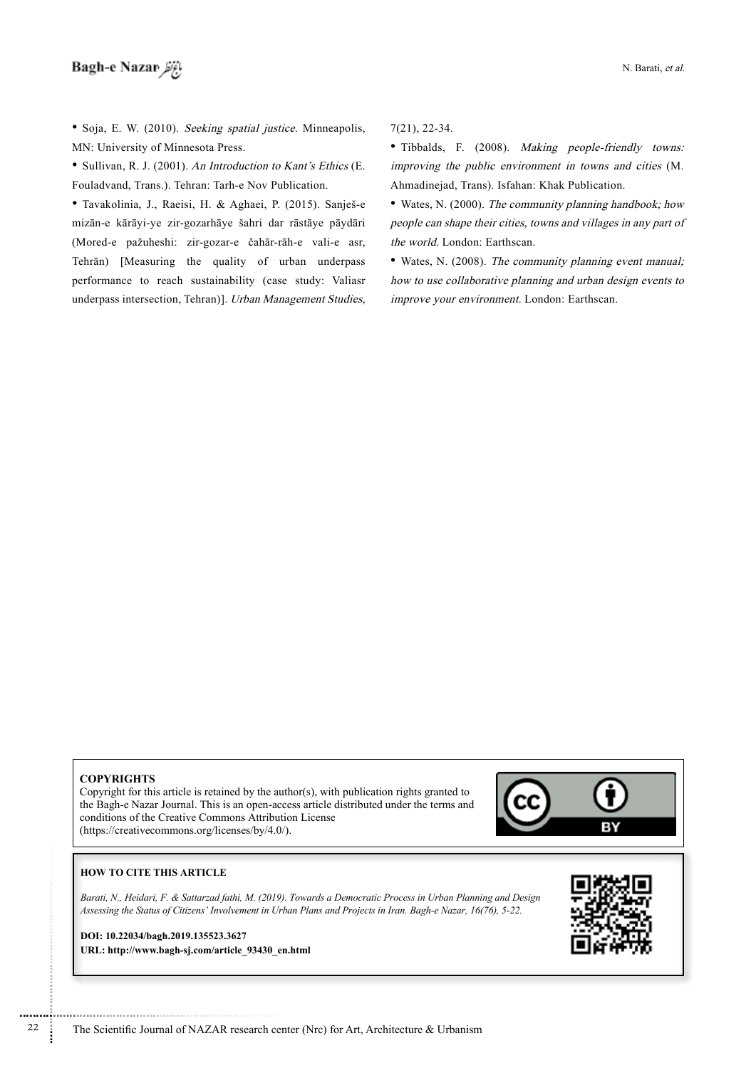- Soja, E. W. (2010). *Seeking spatial justice.* Minneapolis, MN: University of Minnesota Press.
- Sullivan, R. J. (2001). *An Introduction to Kant's Ethics* (E. Fouladvand, Trans.). Tehran: Tarh-e Nov Publication.
- Tavakolinia, J., Raeisi, H. & Aghaei, P. (2015). Sanješ-e mizān-e kārāyi-ye zir-gozarhāye šahri dar rāstāye pāydāri (Mored-e pažuheshi: zir-gozar-e čahār-rāh-e vali-e asr, Tehrān) [Measuring the quality of urban underpass performance to reach sustainability (case study: Valiasr underpass intersection, Tehran)]. *Urban Management Studies,* 7(21), 22-34.
- Tibbalds, F. (2008). *Making people-friendly towns: improving the public environment in towns and cities* (M. Ahmadinejad, Trans). Isfahan: Khak Publication.
- Wates, N. (2000). *The community planning handbook; how people can shape their cities, towns and villages in any part of the world.* London: Earthscan.
- Wates, N. (2008). *The community planning event manual; how to use collaborative planning and urban design events to improve your environment.* London: Earthscan.

**COPYRIGHTS**

Copyright for this article is retained by the author(s), with publication rights granted to the Bagh-e Nazar Journal. This is an open-access article distributed under the terms and conditions of the Creative Commons Attribution License (https://creativecommons.org/licenses/by/4.0/).

**HOW TO CITE THIS ARTICLE**

*Barati, N., Heidari, F. & Sattarzad fathi, M. (2019). Towards a Democratic Process in Urban Planning and Design Assessing the Status of Citizens' Involvement in Urban Plans and Projects in Iran. Bagh-e Nazar, 16(76), 5-22.*

**DOI: 10.22034/bagh.2019.135523.3627**

**URL: http://www.bagh-sj.com/article_93430_en.html**